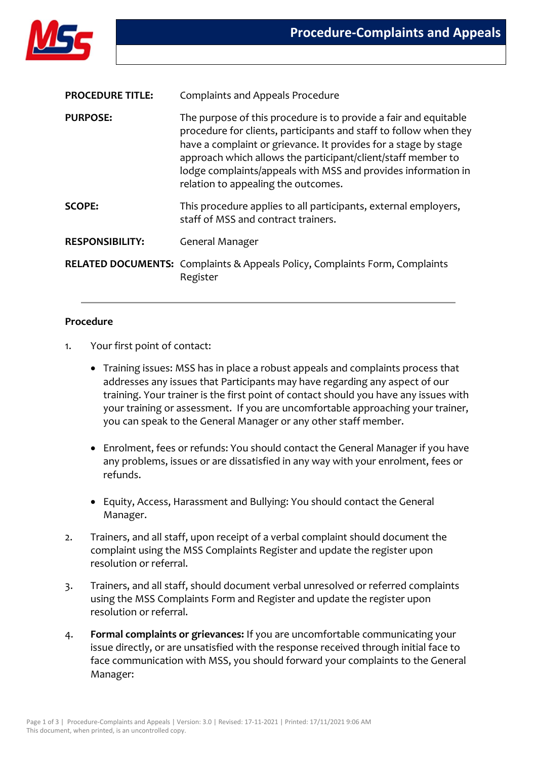# Procedure-Complaints and Appeals

| | |
|---|---|
| **PROCEDURE TITLE:** | Complaints and Appeals Procedure |
| **PURPOSE:** | The purpose of this procedure is to provide a fair and equitable procedure for clients, participants and staff to follow when they have a complaint or grievance. It provides for a stage by stage approach which allows the participant/client/staff member to lodge complaints/appeals with MSS and provides information in relation to appealing the outcomes. |
| **SCOPE:** | This procedure applies to all participants, external employers, staff of MSS and contract trainers. |
| **RESPONSIBILITY:** | General Manager |
| **RELATED DOCUMENTS:** | Complaints & Appeals Policy, Complaints Form, Complaints Register |

---

## Procedure

1. Your first point of contact:

   - Training issues: MSS has in place a robust appeals and complaints process that addresses any issues that Participants may have regarding any aspect of our training. Your trainer is the first point of contact should you have any issues with your training or assessment. If you are uncomfortable approaching your trainer, you can speak to the General Manager or any other staff member.

   - Enrolment, fees or refunds: You should contact the General Manager if you have any problems, issues or are dissatisfied in any way with your enrolment, fees or refunds.

   - Equity, Access, Harassment and Bullying: You should contact the General Manager.

2. Trainers, and all staff, upon receipt of a verbal complaint should document the complaint using the MSS Complaints Register and update the register upon resolution or referral.

3. Trainers, and all staff, should document verbal unresolved or referred complaints using the MSS Complaints Form and Register and update the register upon resolution or referral.

4. **Formal complaints or grievances:** If you are uncomfortable communicating your issue directly, or are unsatisfied with the response received through initial face to face communication with MSS, you should forward your complaints to the General Manager: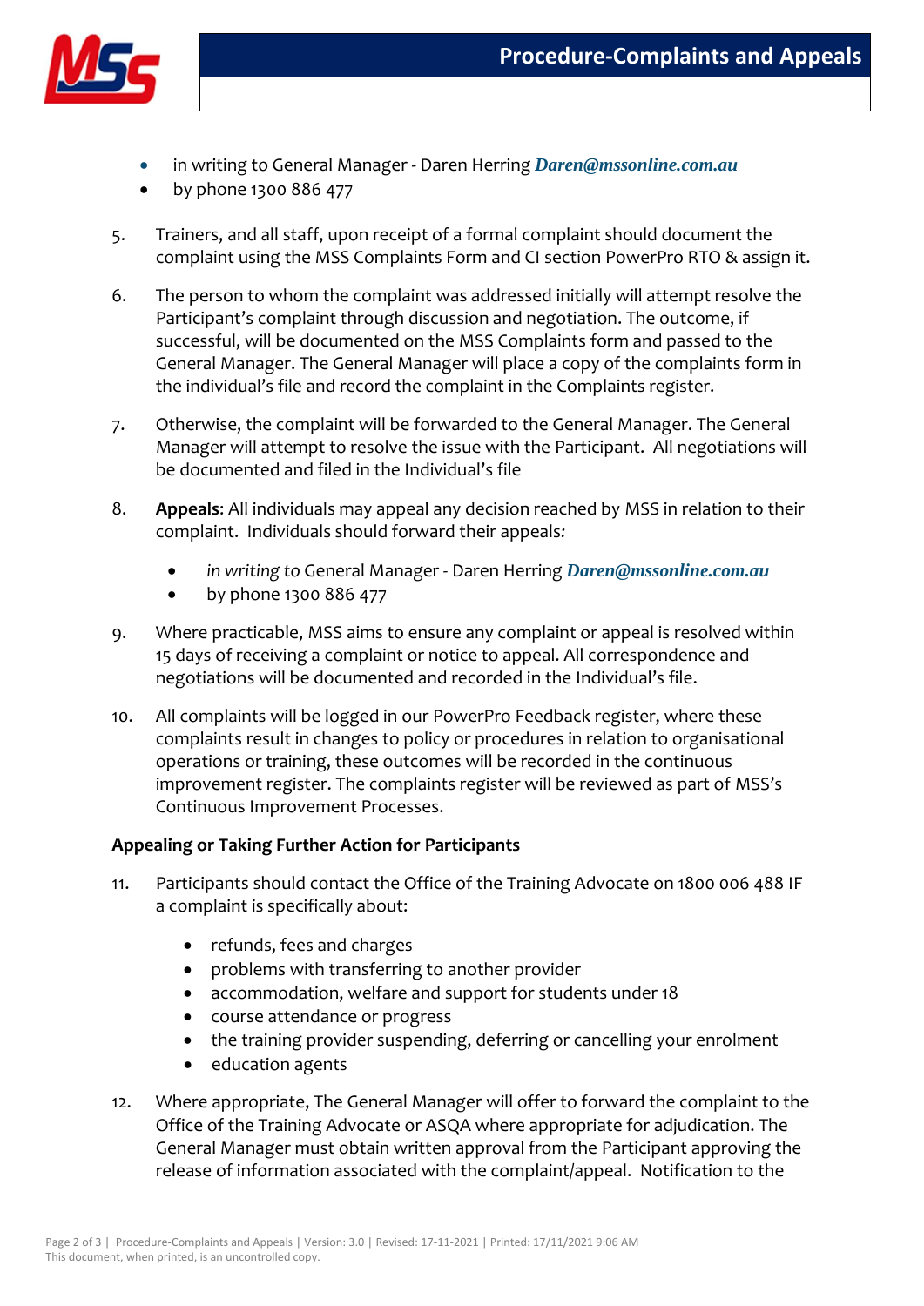- in writing to General Manager - Daren Herring ***Daren@mssonline.com.au***
- by phone 1300 886 477

5. Trainers, and all staff, upon receipt of a formal complaint should document the complaint using the MSS Complaints Form and CI section PowerPro RTO & assign it.

6. The person to whom the complaint was addressed initially will attempt resolve the Participant's complaint through discussion and negotiation. The outcome, if successful, will be documented on the MSS Complaints form and passed to the General Manager. The General Manager will place a copy of the complaints form in the individual's file and record the complaint in the Complaints register.

7. Otherwise, the complaint will be forwarded to the General Manager. The General Manager will attempt to resolve the issue with the Participant. All negotiations will be documented and filed in the Individual's file

8. **Appeals**: All individuals may appeal any decision reached by MSS in relation to their complaint. Individuals should forward their appeals*:*
   - *in writing to* General Manager - Daren Herring ***Daren@mssonline.com.au***
   - by phone 1300 886 477

9. Where practicable, MSS aims to ensure any complaint or appeal is resolved within 15 days of receiving a complaint or notice to appeal. All correspondence and negotiations will be documented and recorded in the Individual's file.

10. All complaints will be logged in our PowerPro Feedback register, where these complaints result in changes to policy or procedures in relation to organisational operations or training, these outcomes will be recorded in the continuous improvement register. The complaints register will be reviewed as part of MSS's Continuous Improvement Processes.

**Appealing or Taking Further Action for Participants**

11. Participants should contact the Office of the Training Advocate on 1800 006 488 IF a complaint is specifically about:
    - refunds, fees and charges
    - problems with transferring to another provider
    - accommodation, welfare and support for students under 18
    - course attendance or progress
    - the training provider suspending, deferring or cancelling your enrolment
    - education agents

12. Where appropriate, The General Manager will offer to forward the complaint to the Office of the Training Advocate or ASQA where appropriate for adjudication. The General Manager must obtain written approval from the Participant approving the release of information associated with the complaint/appeal. Notification to the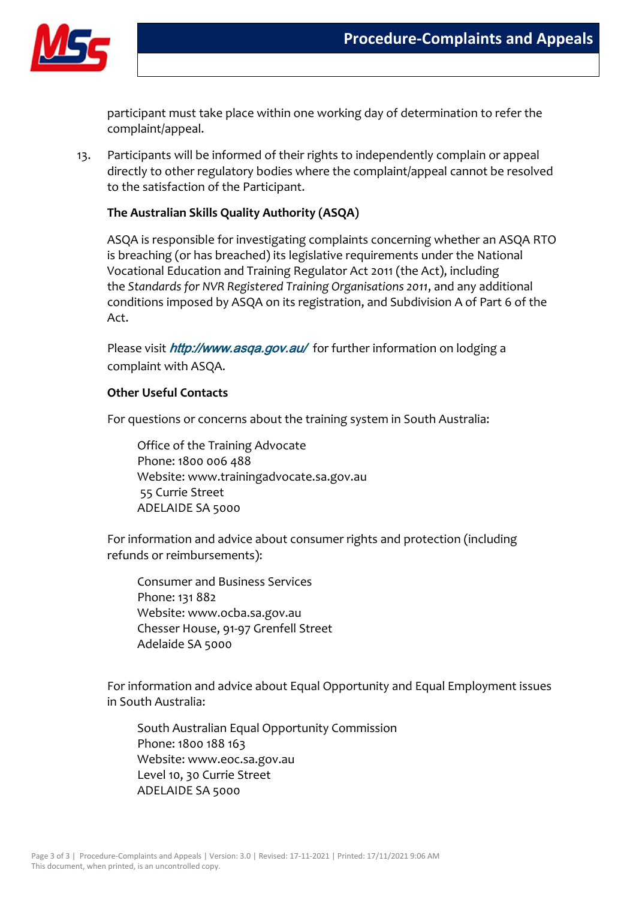participant must take place within one working day of determination to refer the complaint/appeal.

13. Participants will be informed of their rights to independently complain or appeal directly to other regulatory bodies where the complaint/appeal cannot be resolved to the satisfaction of the Participant.

**The Australian Skills Quality Authority (ASQA)**

ASQA is responsible for investigating complaints concerning whether an ASQA RTO is breaching (or has breached) its legislative requirements under the National Vocational Education and Training Regulator Act 2011 (the Act), including the *Standards for NVR Registered Training Organisations 2011*, and any additional conditions imposed by ASQA on its registration, and Subdivision A of Part 6 of the Act.

Please visit ***http://www.asqa.gov.au/*** for further information on lodging a complaint with ASQA.

**Other Useful Contacts**

For questions or concerns about the training system in South Australia:

Office of the Training Advocate
Phone: 1800 006 488
Website: www.trainingadvocate.sa.gov.au
55 Currie Street
ADELAIDE SA 5000

For information and advice about consumer rights and protection (including refunds or reimbursements):

Consumer and Business Services
Phone: 131 882
Website: www.ocba.sa.gov.au
Chesser House, 91-97 Grenfell Street
Adelaide SA 5000

For information and advice about Equal Opportunity and Equal Employment issues in South Australia:

South Australian Equal Opportunity Commission
Phone: 1800 188 163
Website: www.eoc.sa.gov.au
Level 10, 30 Currie Street
ADELAIDE SA 5000